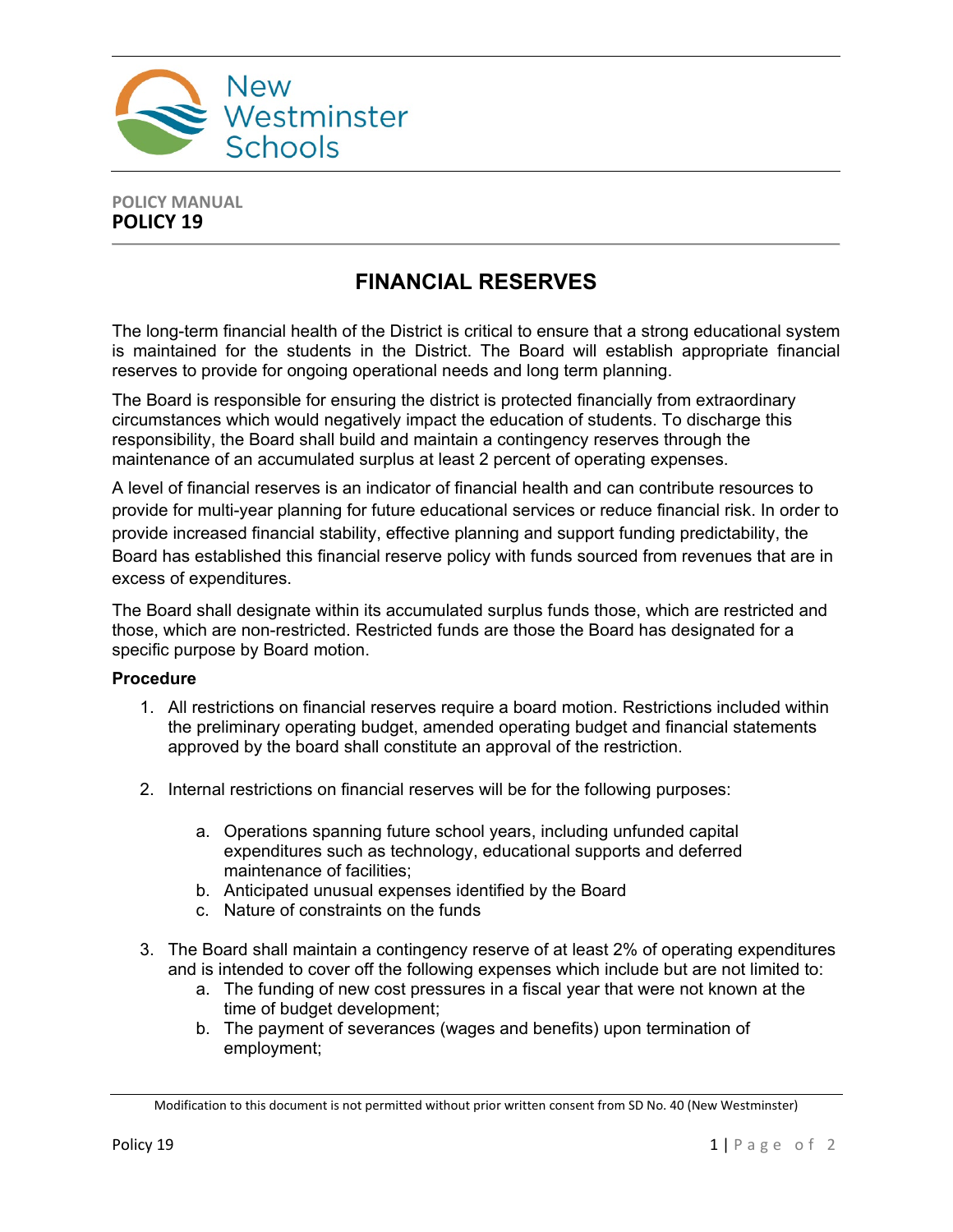New Westminster Schools

POLICY MANUAL
**POLICY 19**

# FINANCIAL RESERVES

The long-term financial health of the District is critical to ensure that a strong educational system is maintained for the students in the District. The Board will establish appropriate financial reserves to provide for ongoing operational needs and long term planning.

The Board is responsible for ensuring the district is protected financially from extraordinary circumstances which would negatively impact the education of students. To discharge this responsibility, the Board shall build and maintain a contingency reserves through the maintenance of an accumulated surplus at least 2 percent of operating expenses.

A level of financial reserves is an indicator of financial health and can contribute resources to provide for multi-year planning for future educational services or reduce financial risk. In order to provide increased financial stability, effective planning and support funding predictability, the Board has established this financial reserve policy with funds sourced from revenues that are in excess of expenditures.

The Board shall designate within its accumulated surplus funds those, which are restricted and those, which are non-restricted. Restricted funds are those the Board has designated for a specific purpose by Board motion.

**Procedure**

1. All restrictions on financial reserves require a board motion. Restrictions included within the preliminary operating budget, amended operating budget and financial statements approved by the board shall constitute an approval of the restriction.

2. Internal restrictions on financial reserves will be for the following purposes:

   a. Operations spanning future school years, including unfunded capital expenditures such as technology, educational supports and deferred maintenance of facilities;
   b. Anticipated unusual expenses identified by the Board
   c. Nature of constraints on the funds

3. The Board shall maintain a contingency reserve of at least 2% of operating expenditures and is intended to cover off the following expenses which include but are not limited to:
   a. The funding of new cost pressures in a fiscal year that were not known at the time of budget development;
   b. The payment of severances (wages and benefits) upon termination of employment;

Modification to this document is not permitted without prior written consent from SD No. 40 (New Westminster)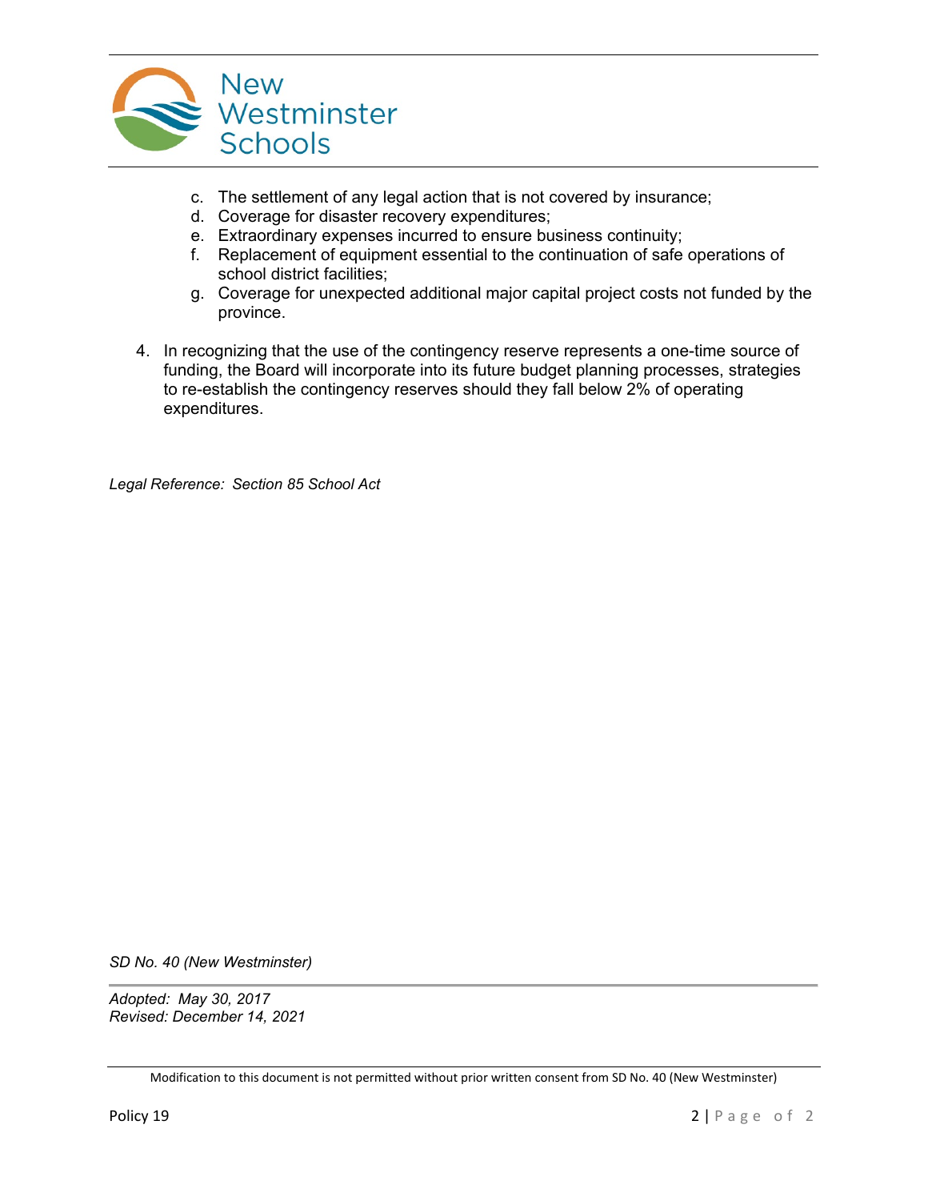c. The settlement of any legal action that is not covered by insurance;
d. Coverage for disaster recovery expenditures;
e. Extraordinary expenses incurred to ensure business continuity;
f. Replacement of equipment essential to the continuation of safe operations of school district facilities;
g. Coverage for unexpected additional major capital project costs not funded by the province.

4. In recognizing that the use of the contingency reserve represents a one-time source of funding, the Board will incorporate into its future budget planning processes, strategies to re-establish the contingency reserves should they fall below 2% of operating expenditures.

*Legal Reference: Section 85 School Act*

*SD No. 40 (New Westminster)*

*Adopted: May 30, 2017*
*Revised: December 14, 2021*

Modification to this document is not permitted without prior written consent from SD No. 40 (New Westminster)